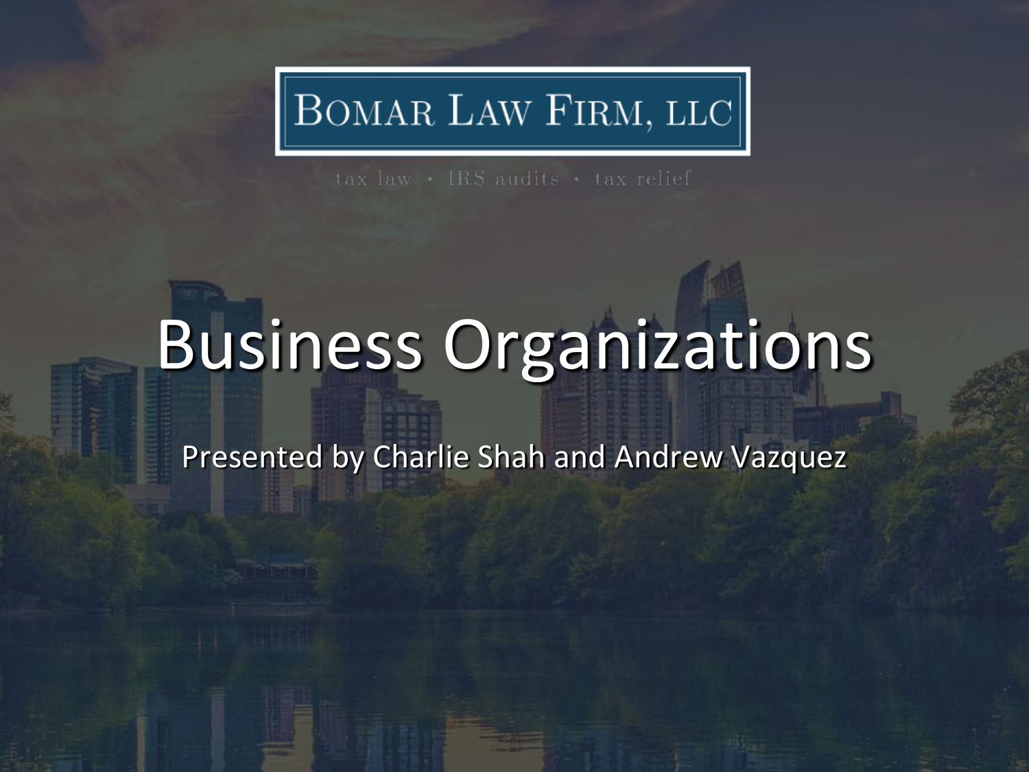BOMAR LAW FIRM, LLC

tax law • IRS audits • tax relief

# Business Organizations

Presented by Charlie Shah and Andrew Vazquez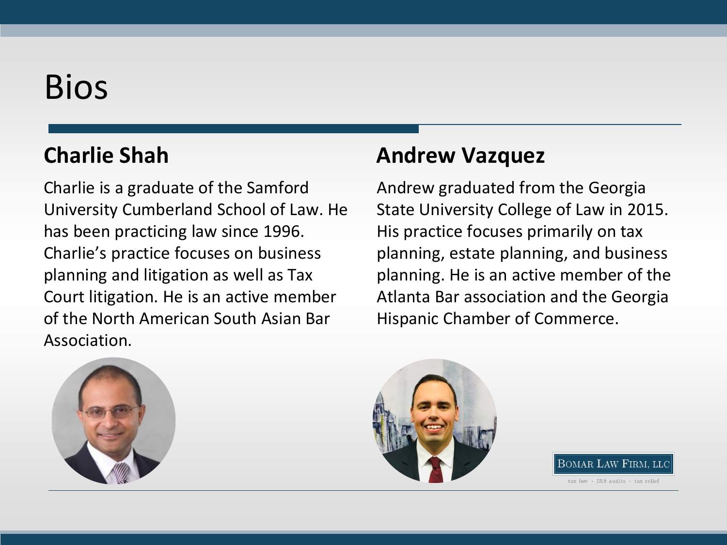# Bios

## Charlie Shah

Charlie is a graduate of the Samford University Cumberland School of Law. He has been practicing law since 1996. Charlie's practice focuses on business planning and litigation as well as Tax Court litigation. He is an active member of the North American South Asian Bar Association.

## Andrew Vazquez

Andrew graduated from the Georgia State University College of Law in 2015. His practice focuses primarily on tax planning, estate planning, and business planning. He is an active member of the Atlanta Bar association and the Georgia Hispanic Chamber of Commerce.

BOMAR LAW FIRM, LLC

tax law · IRS audits · tax relief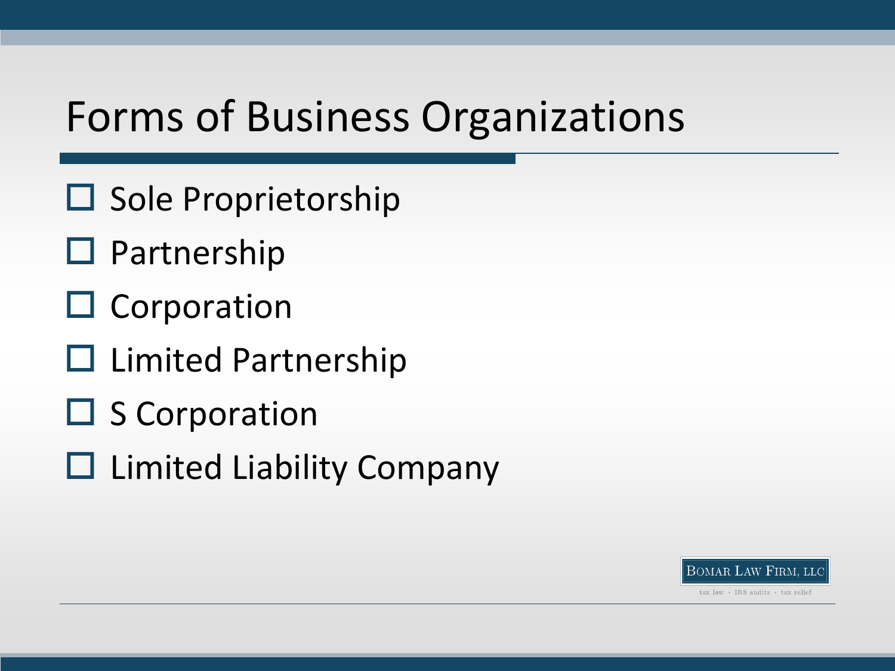# Forms of Business Organizations

- Sole Proprietorship
- Partnership
- Corporation
- Limited Partnership
- S Corporation
- Limited Liability Company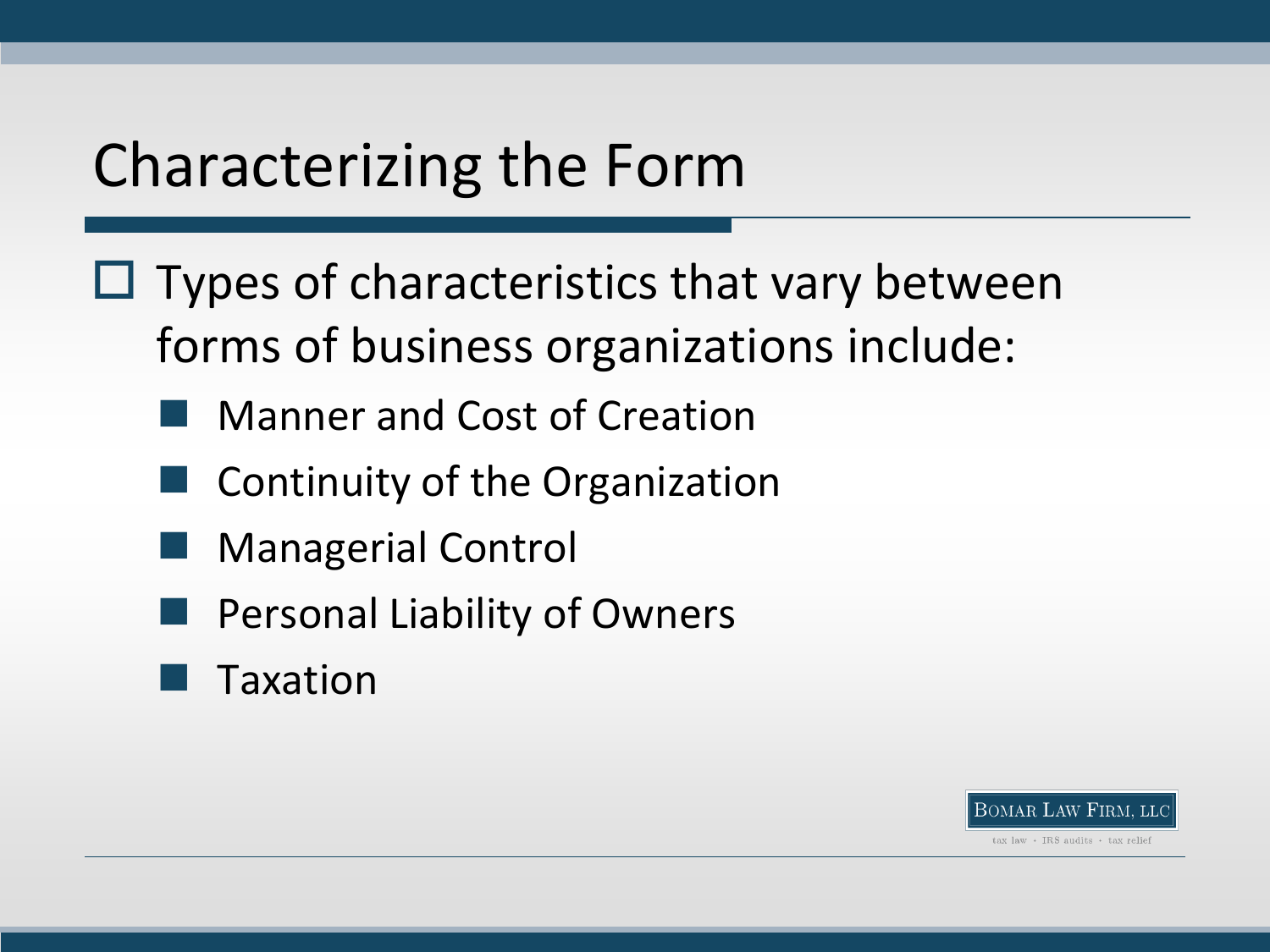# Characterizing the Form

- Types of characteristics that vary between forms of business organizations include:
  - Manner and Cost of Creation
  - Continuity of the Organization
  - Managerial Control
  - Personal Liability of Owners
  - Taxation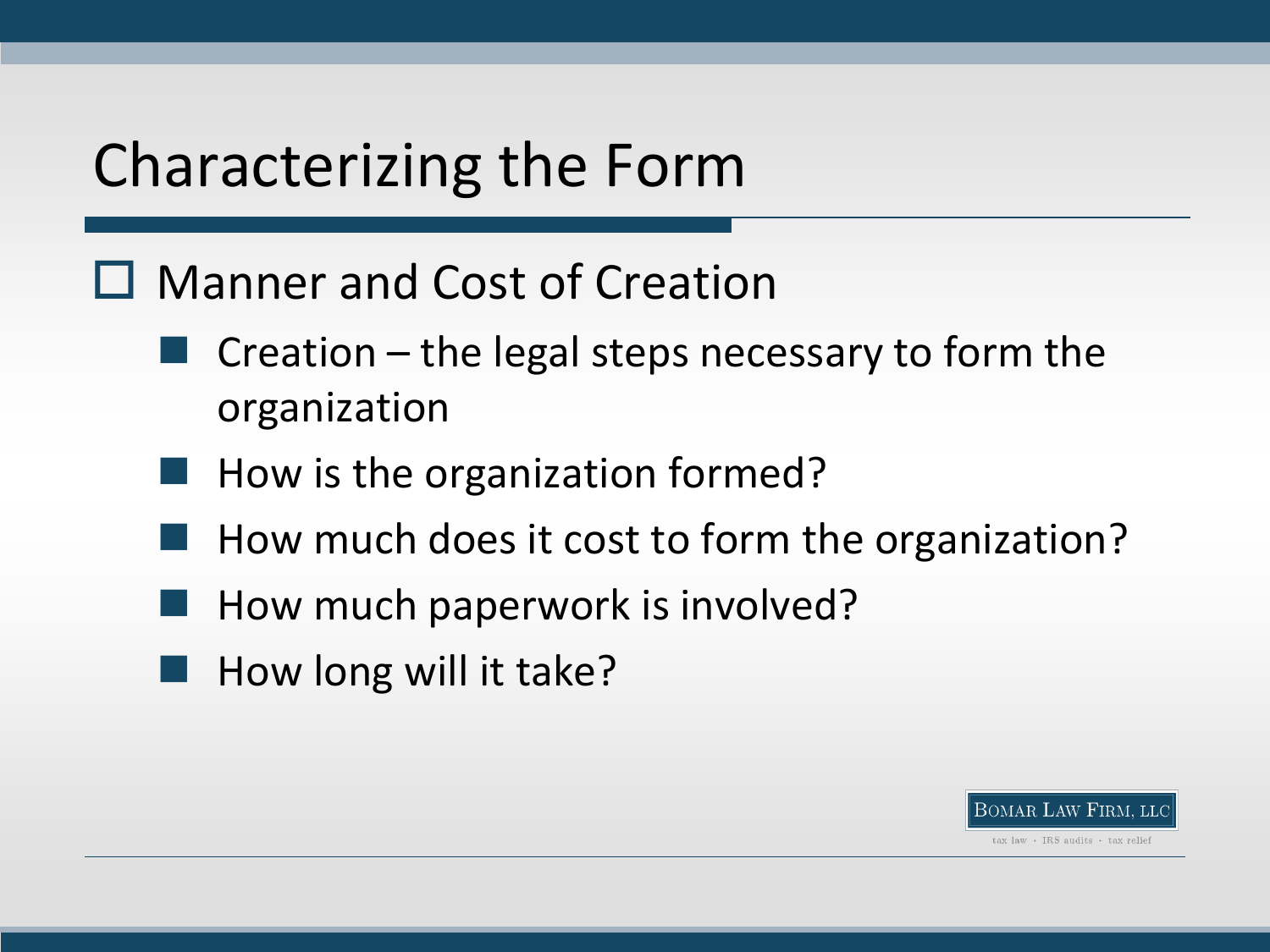# Characterizing the Form

- Manner and Cost of Creation
  - Creation – the legal steps necessary to form the organization
  - How is the organization formed?
  - How much does it cost to form the organization?
  - How much paperwork is involved?
  - How long will it take?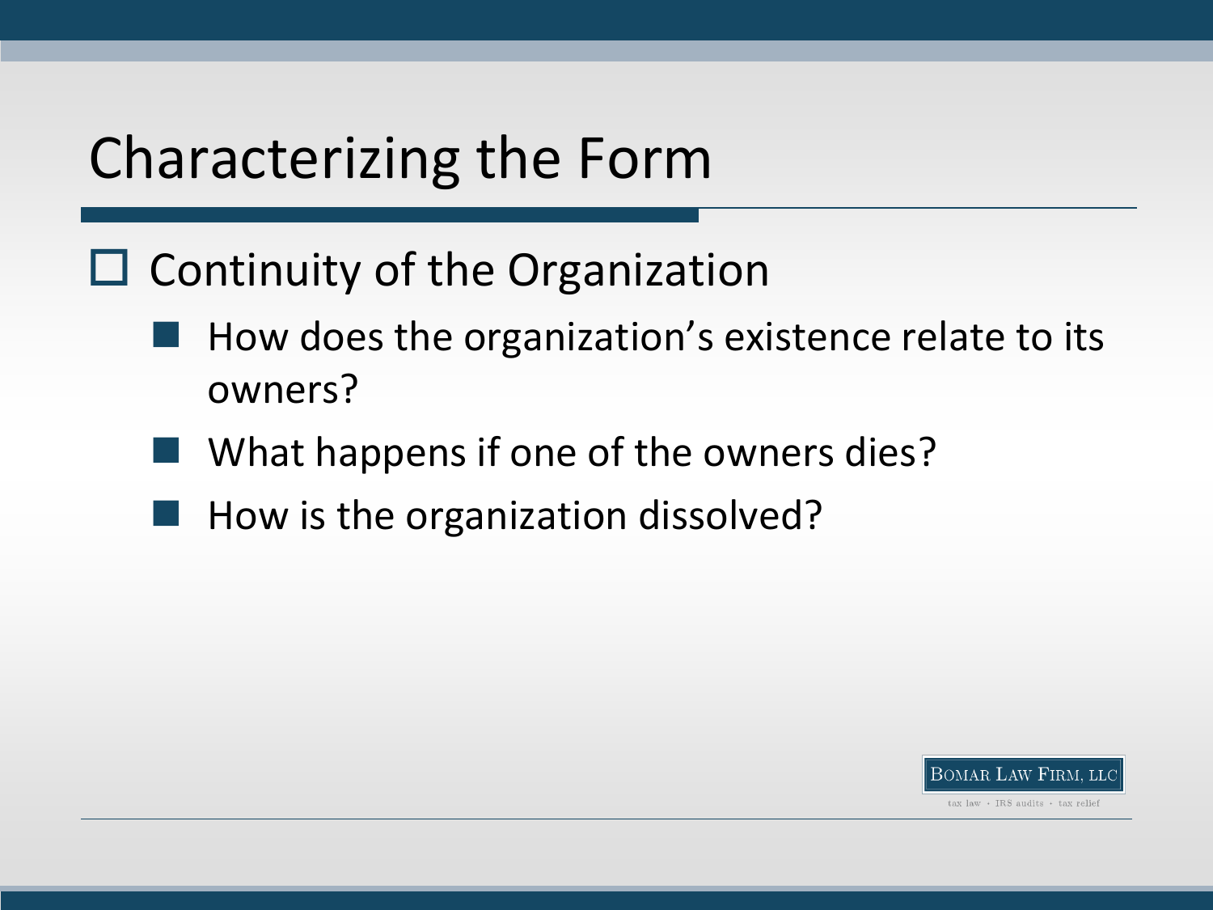# Characterizing the Form

- Continuity of the Organization
  - How does the organization's existence relate to its owners?
  - What happens if one of the owners dies?
  - How is the organization dissolved?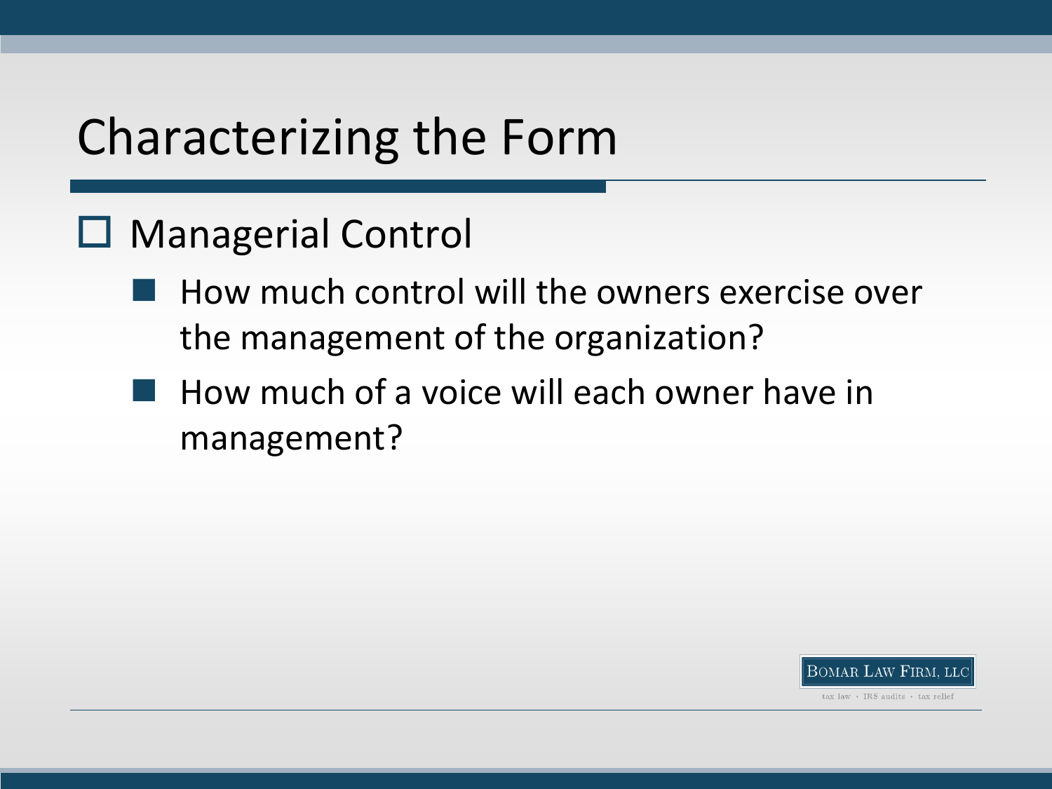# Characterizing the Form

- Managerial Control
  - How much control will the owners exercise over the management of the organization?
  - How much of a voice will each owner have in management?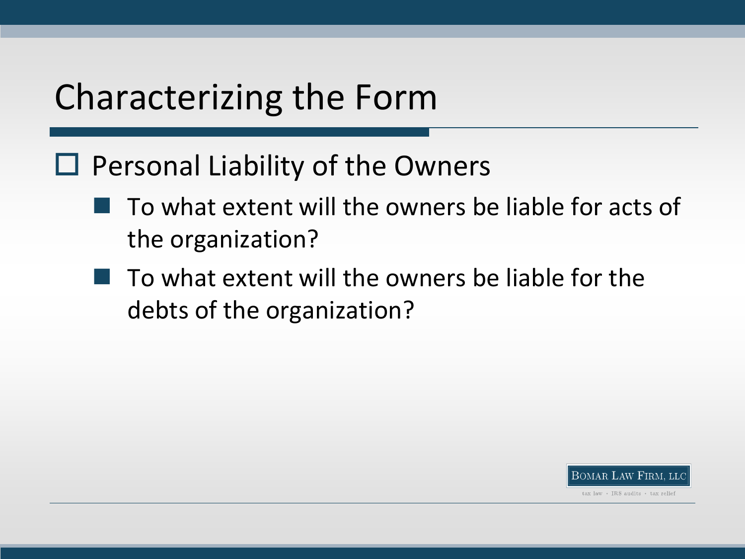# Characterizing the Form

- Personal Liability of the Owners
  - To what extent will the owners be liable for acts of the organization?
  - To what extent will the owners be liable for the debts of the organization?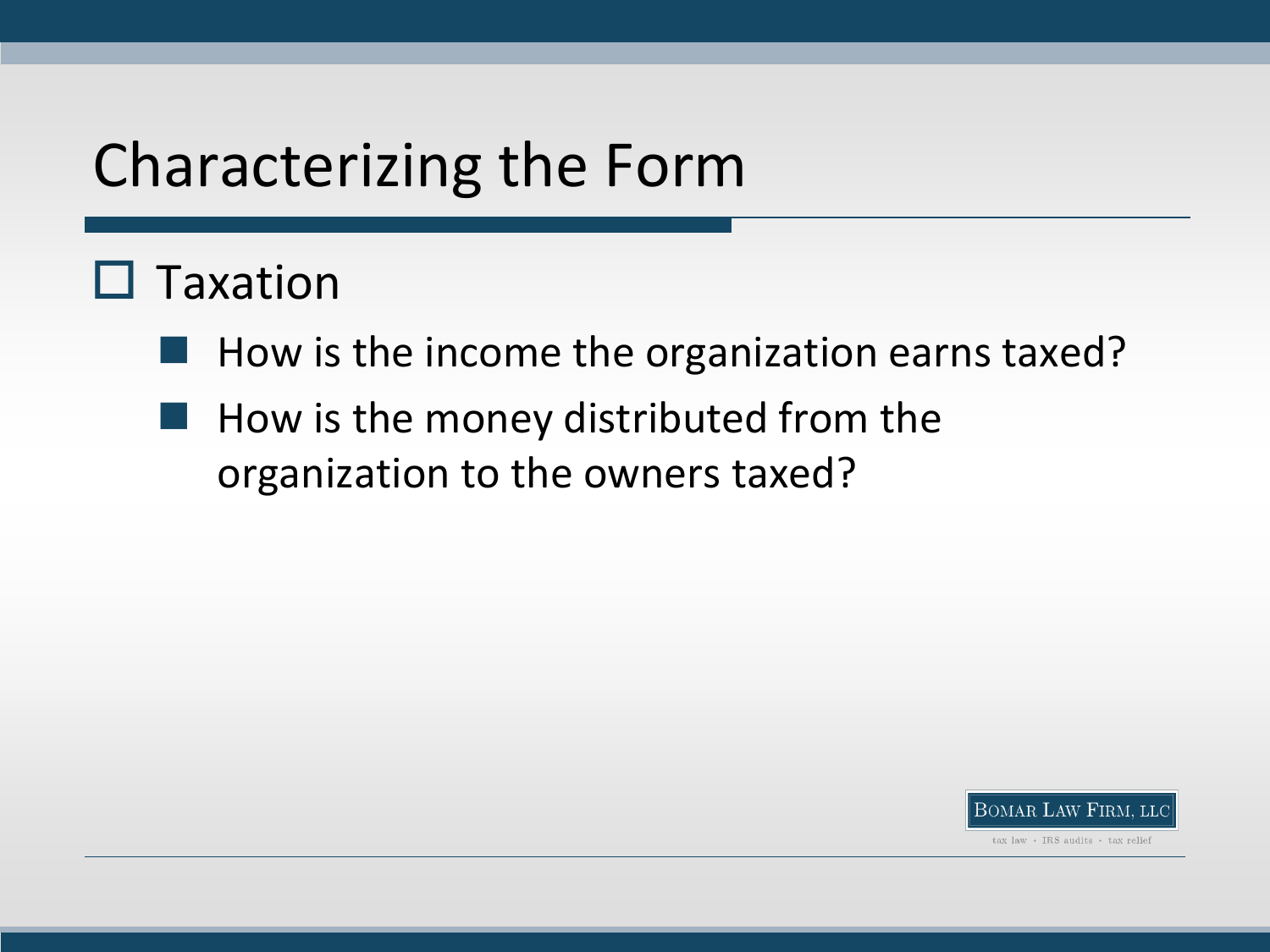# Characterizing the Form

- Taxation
  - How is the income the organization earns taxed?
  - How is the money distributed from the organization to the owners taxed?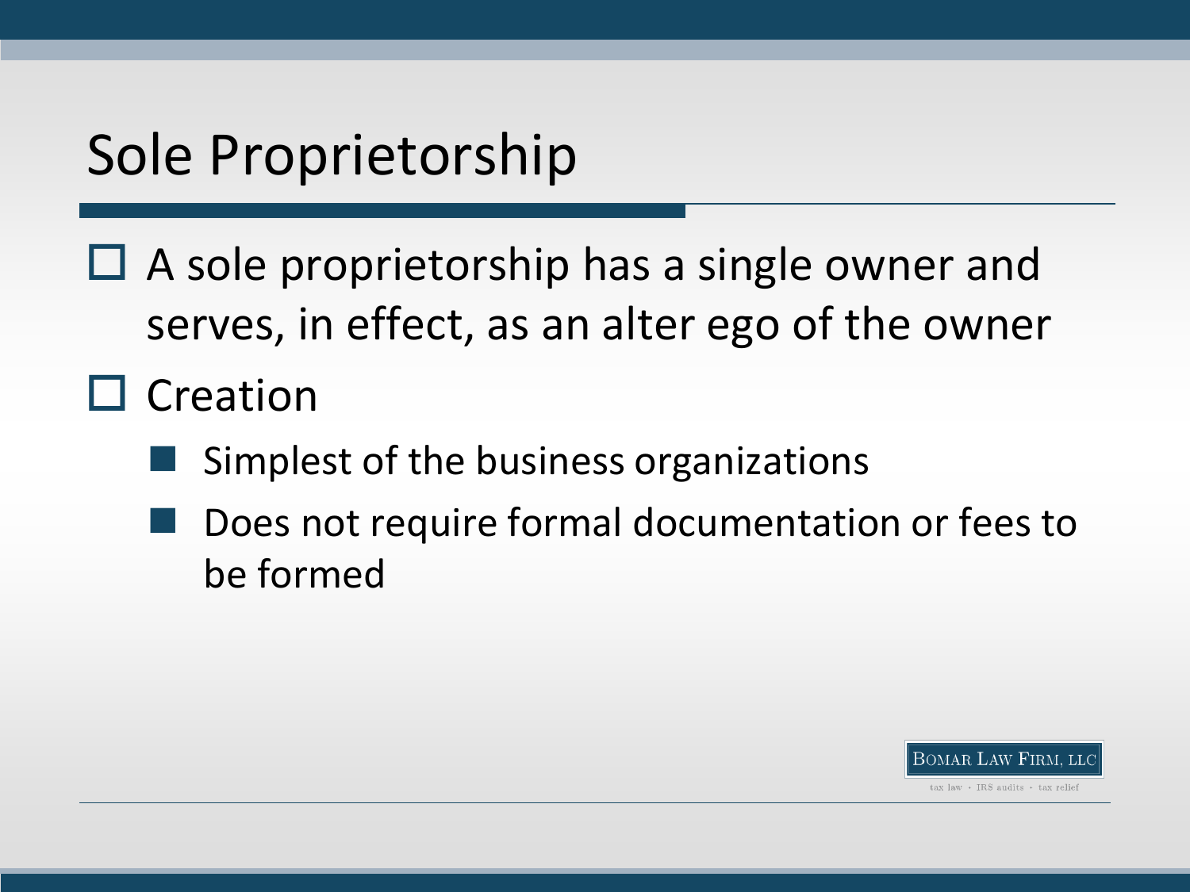# Sole Proprietorship

- A sole proprietorship has a single owner and serves, in effect, as an alter ego of the owner
- Creation
  - Simplest of the business organizations
  - Does not require formal documentation or fees to be formed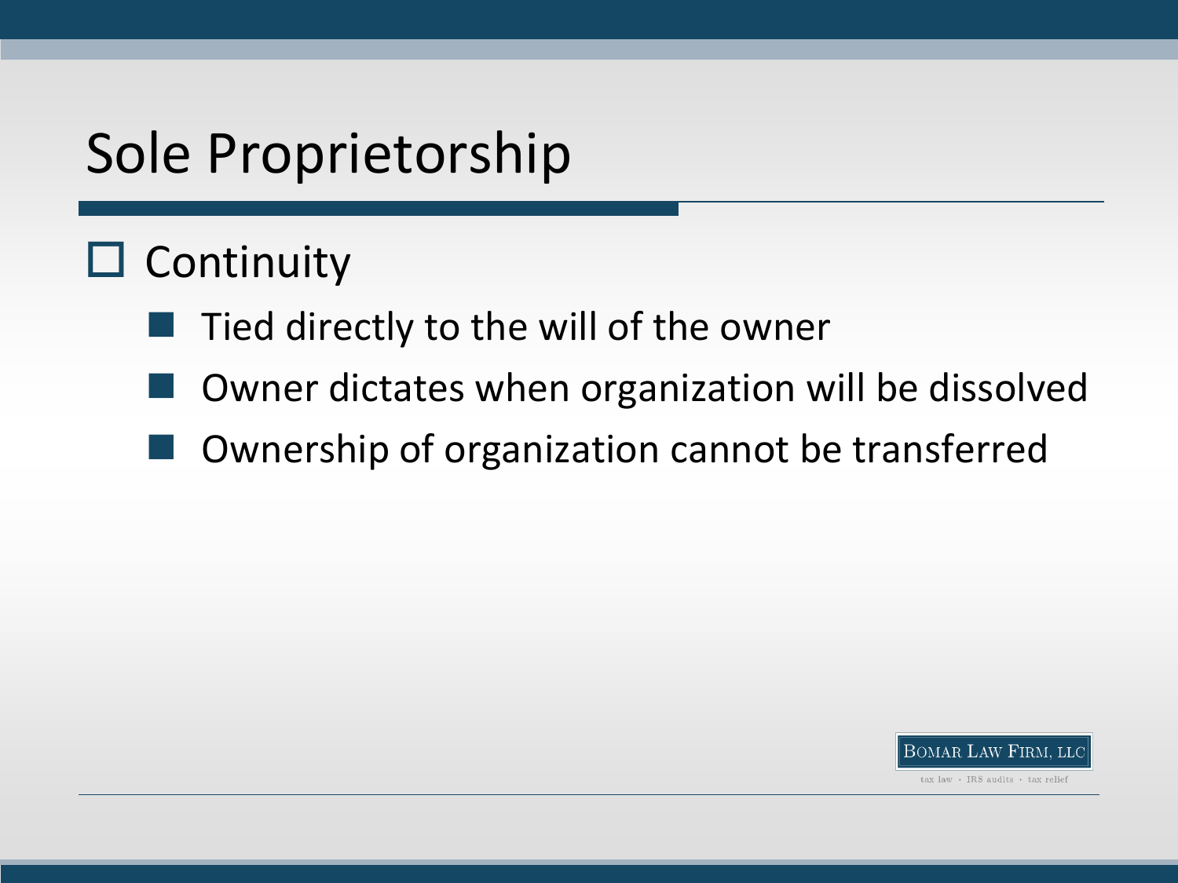# Sole Proprietorship

- Continuity
  - Tied directly to the will of the owner
  - Owner dictates when organization will be dissolved
  - Ownership of organization cannot be transferred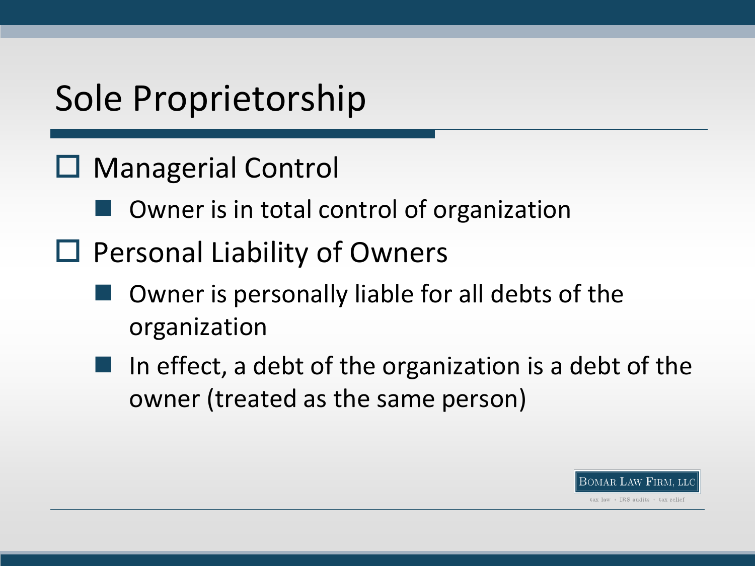# Sole Proprietorship

- Managerial Control
  - Owner is in total control of organization
- Personal Liability of Owners
  - Owner is personally liable for all debts of the organization
  - In effect, a debt of the organization is a debt of the owner (treated as the same person)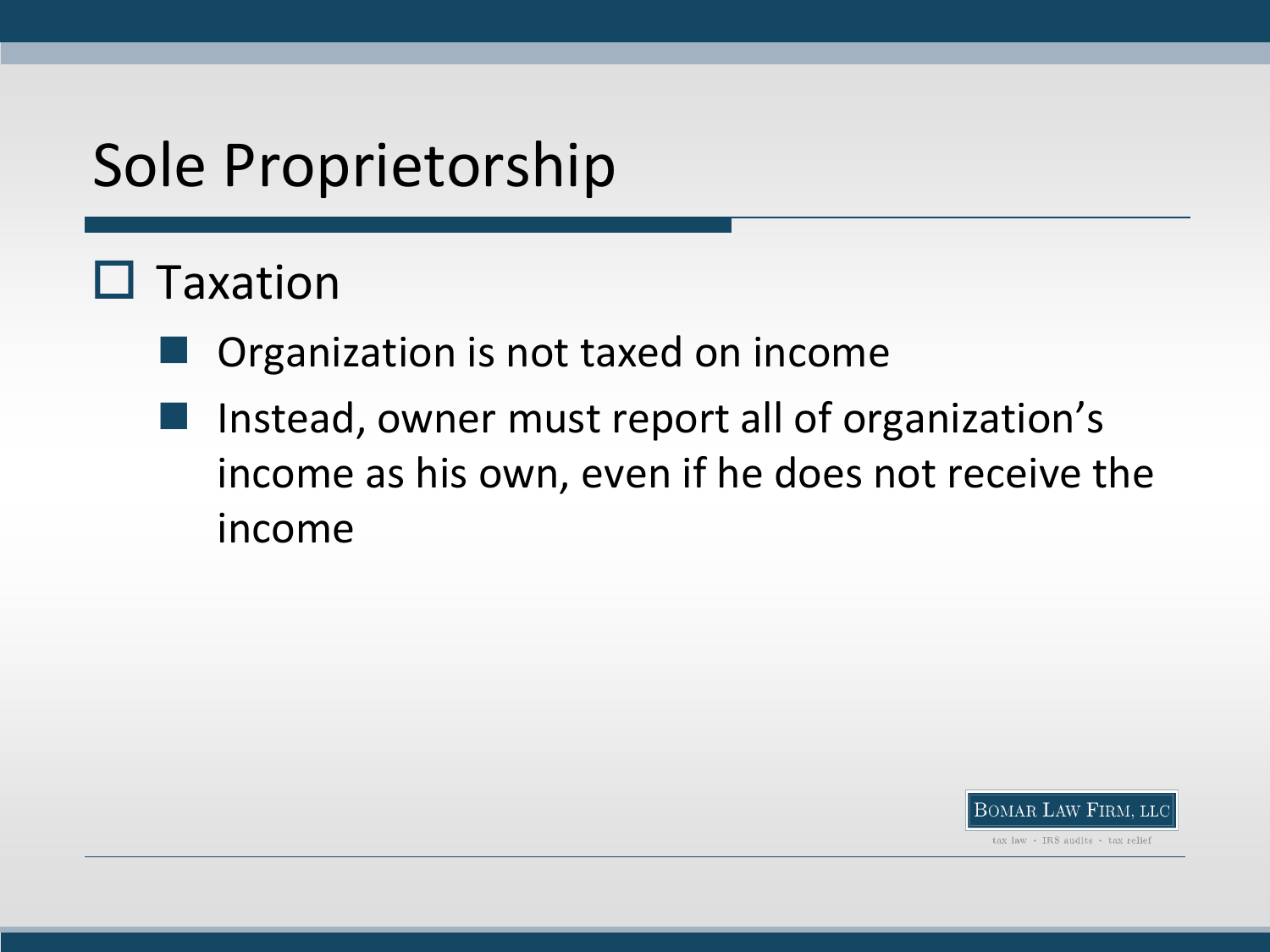# Sole Proprietorship

- Taxation
  - Organization is not taxed on income
  - Instead, owner must report all of organization's income as his own, even if he does not receive the income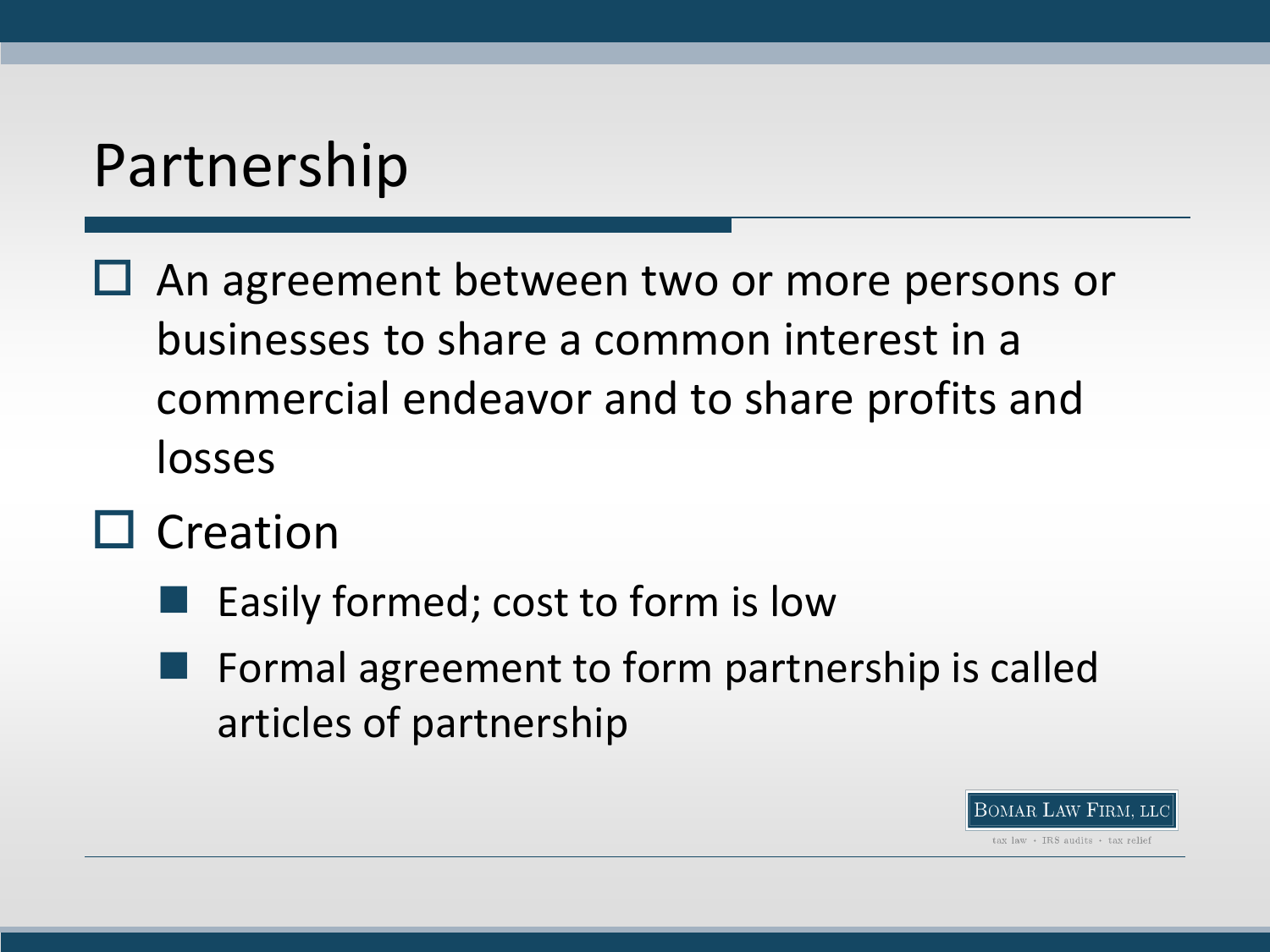# Partnership

- An agreement between two or more persons or businesses to share a common interest in a commercial endeavor and to share profits and losses
- Creation
  - Easily formed; cost to form is low
  - Formal agreement to form partnership is called articles of partnership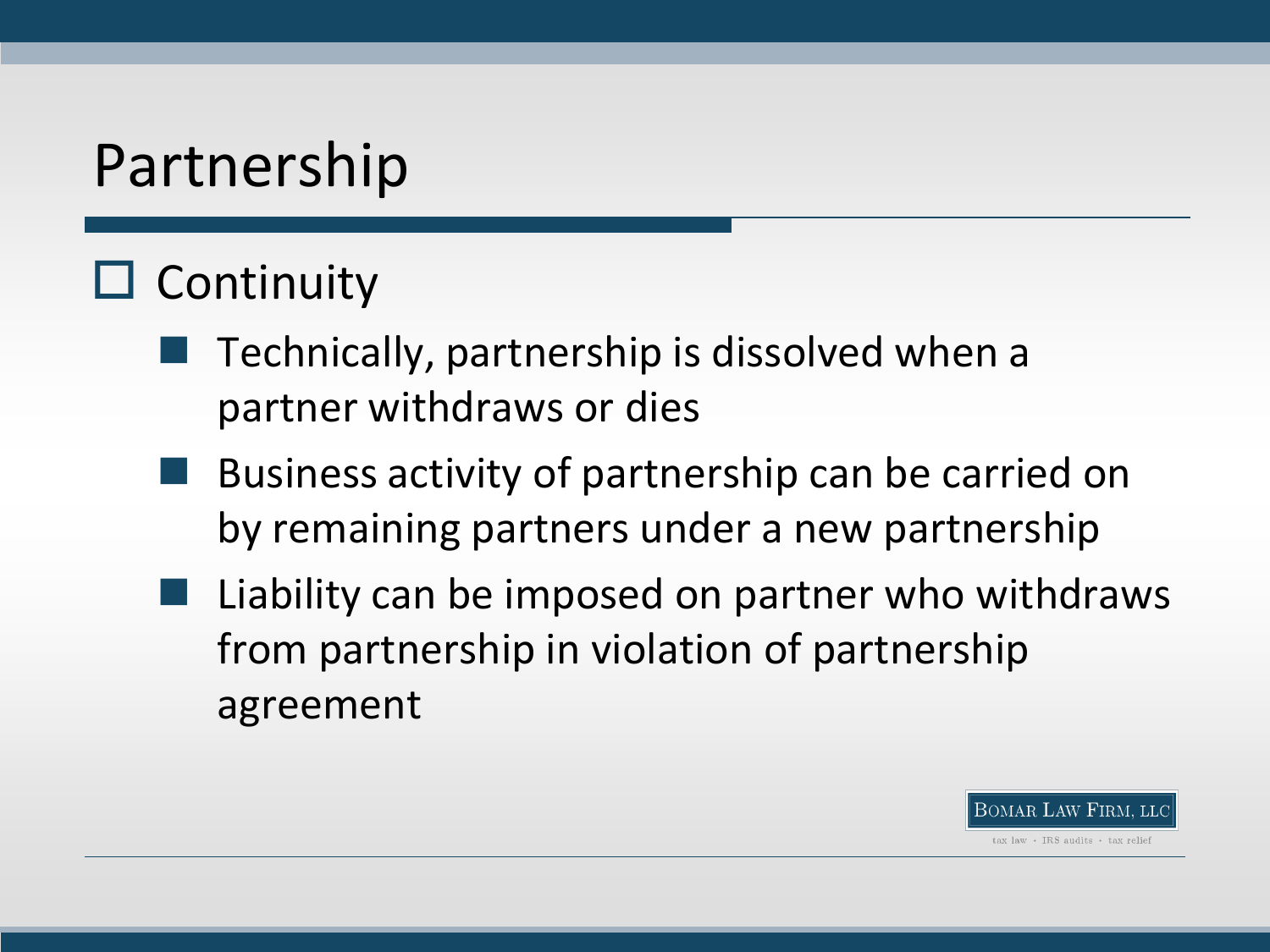# Partnership

- Continuity
  - Technically, partnership is dissolved when a partner withdraws or dies
  - Business activity of partnership can be carried on by remaining partners under a new partnership
  - Liability can be imposed on partner who withdraws from partnership in violation of partnership agreement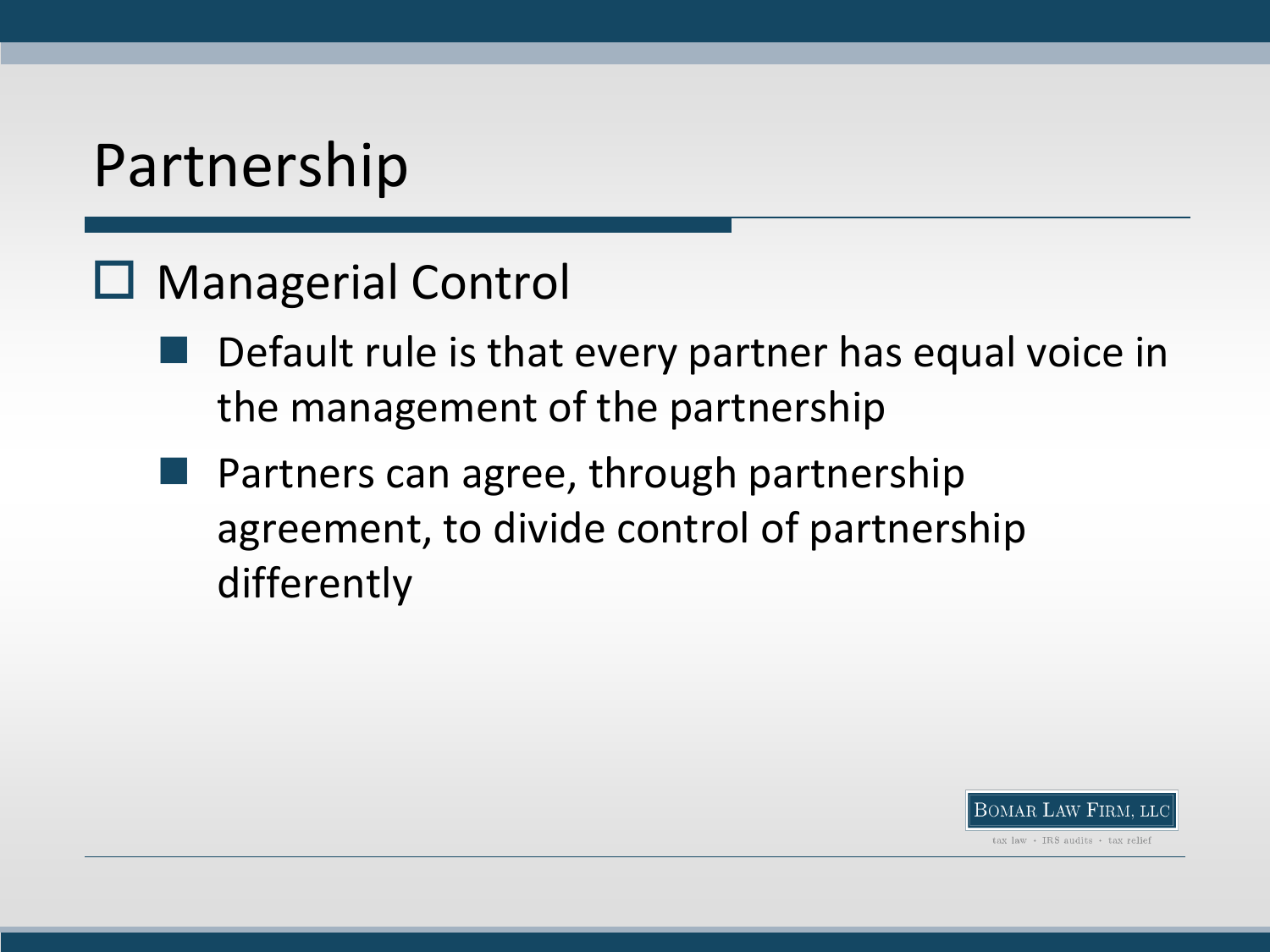# Partnership

- Managerial Control
  - Default rule is that every partner has equal voice in the management of the partnership
  - Partners can agree, through partnership agreement, to divide control of partnership differently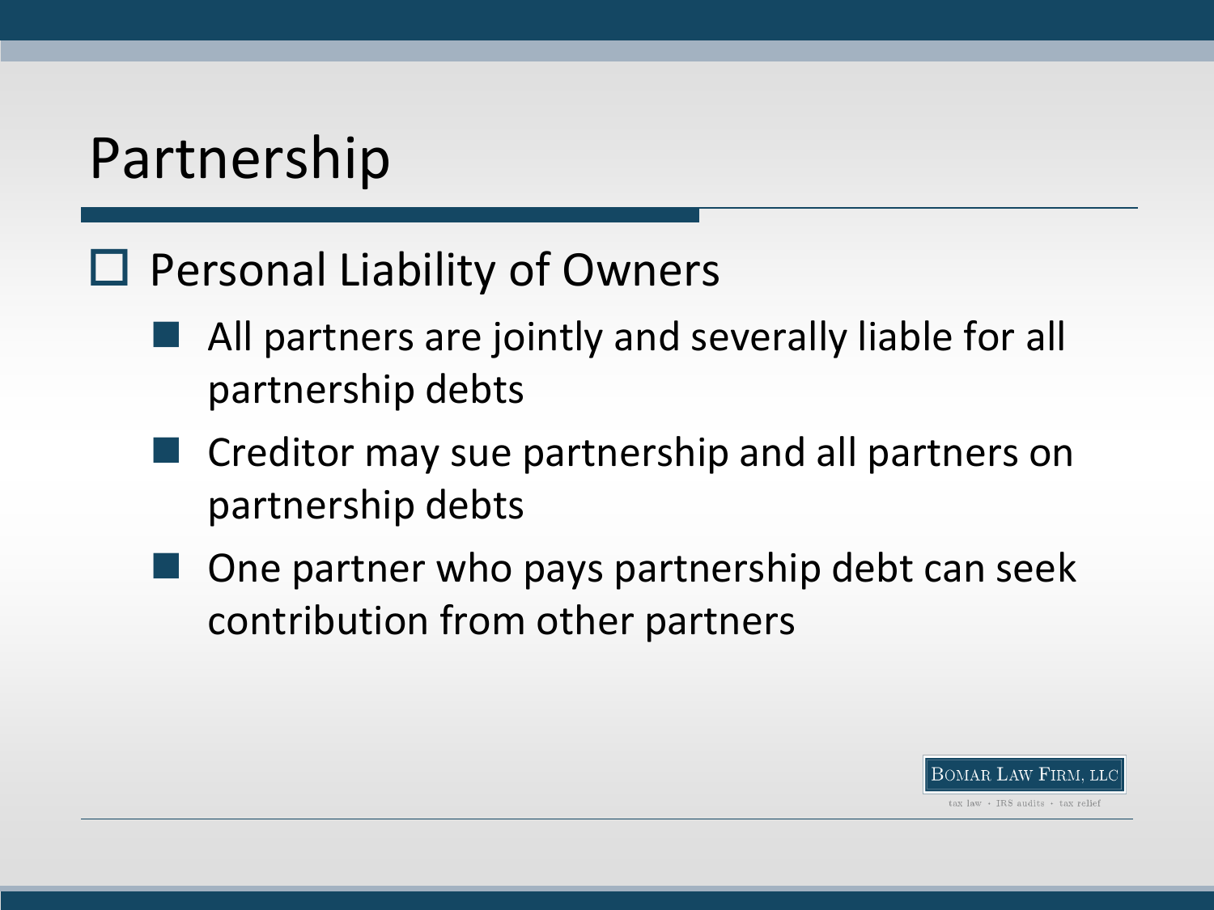# Partnership

- Personal Liability of Owners
  - All partners are jointly and severally liable for all partnership debts
  - Creditor may sue partnership and all partners on partnership debts
  - One partner who pays partnership debt can seek contribution from other partners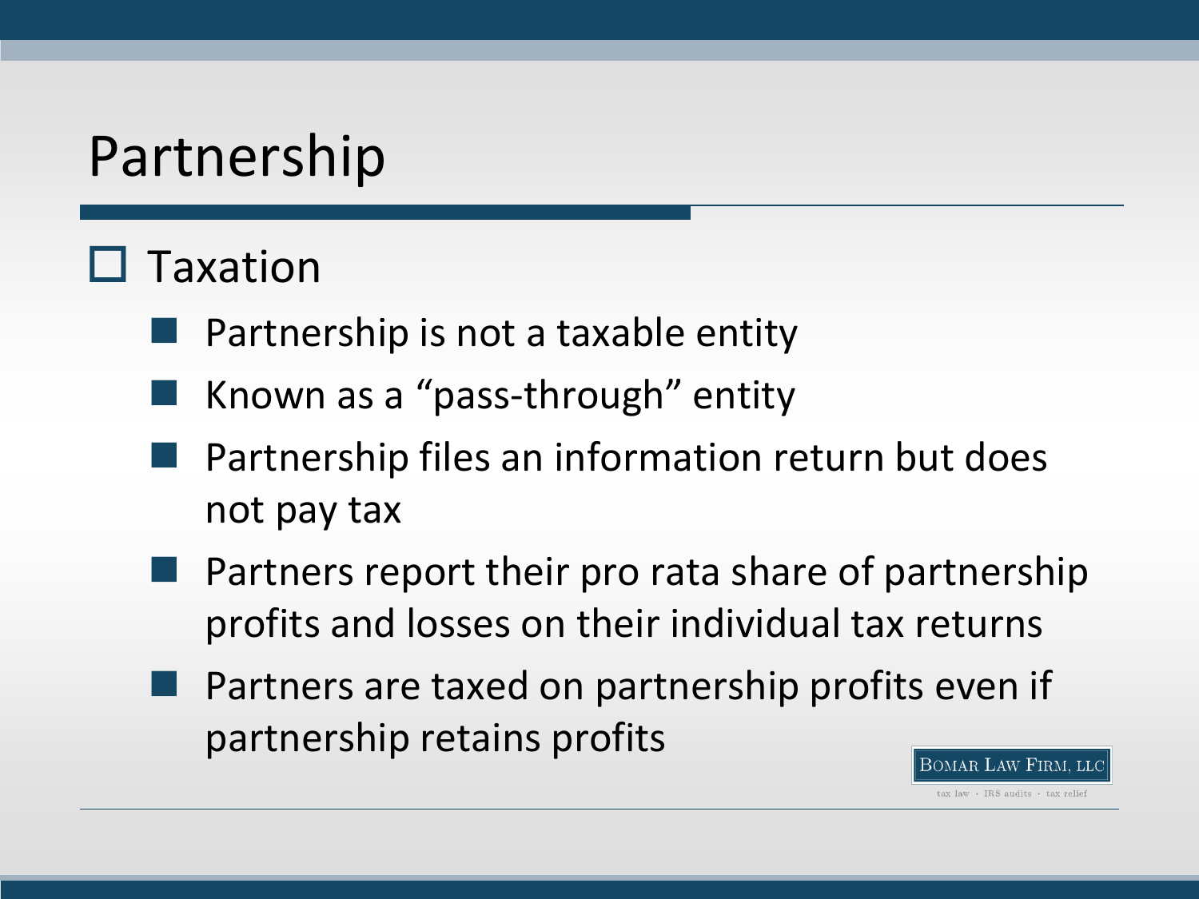# Partnership

- Taxation
  - Partnership is not a taxable entity
  - Known as a "pass-through" entity
  - Partnership files an information return but does not pay tax
  - Partners report their pro rata share of partnership profits and losses on their individual tax returns
  - Partners are taxed on partnership profits even if partnership retains profits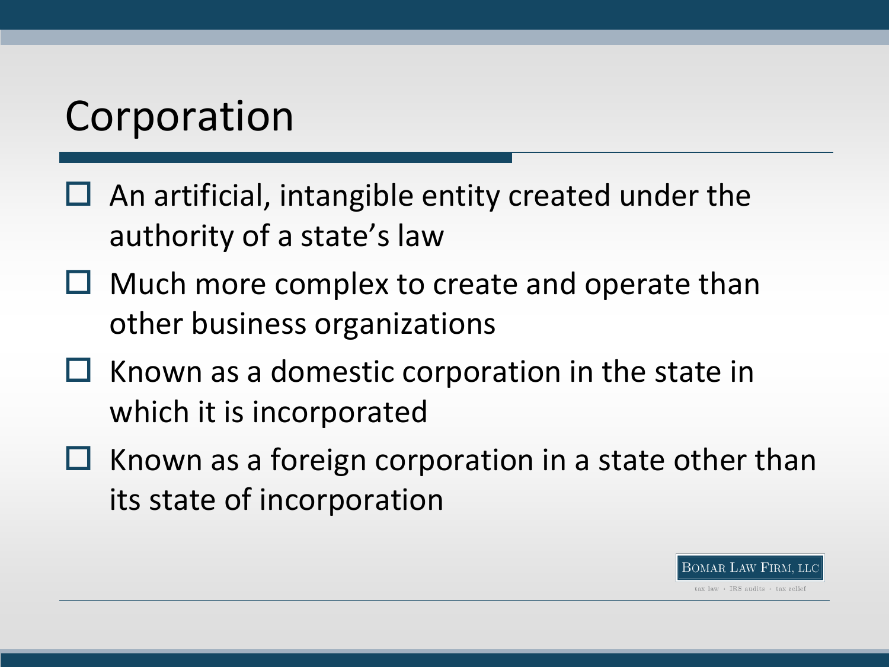# Corporation

- An artificial, intangible entity created under the authority of a state's law
- Much more complex to create and operate than other business organizations
- Known as a domestic corporation in the state in which it is incorporated
- Known as a foreign corporation in a state other than its state of incorporation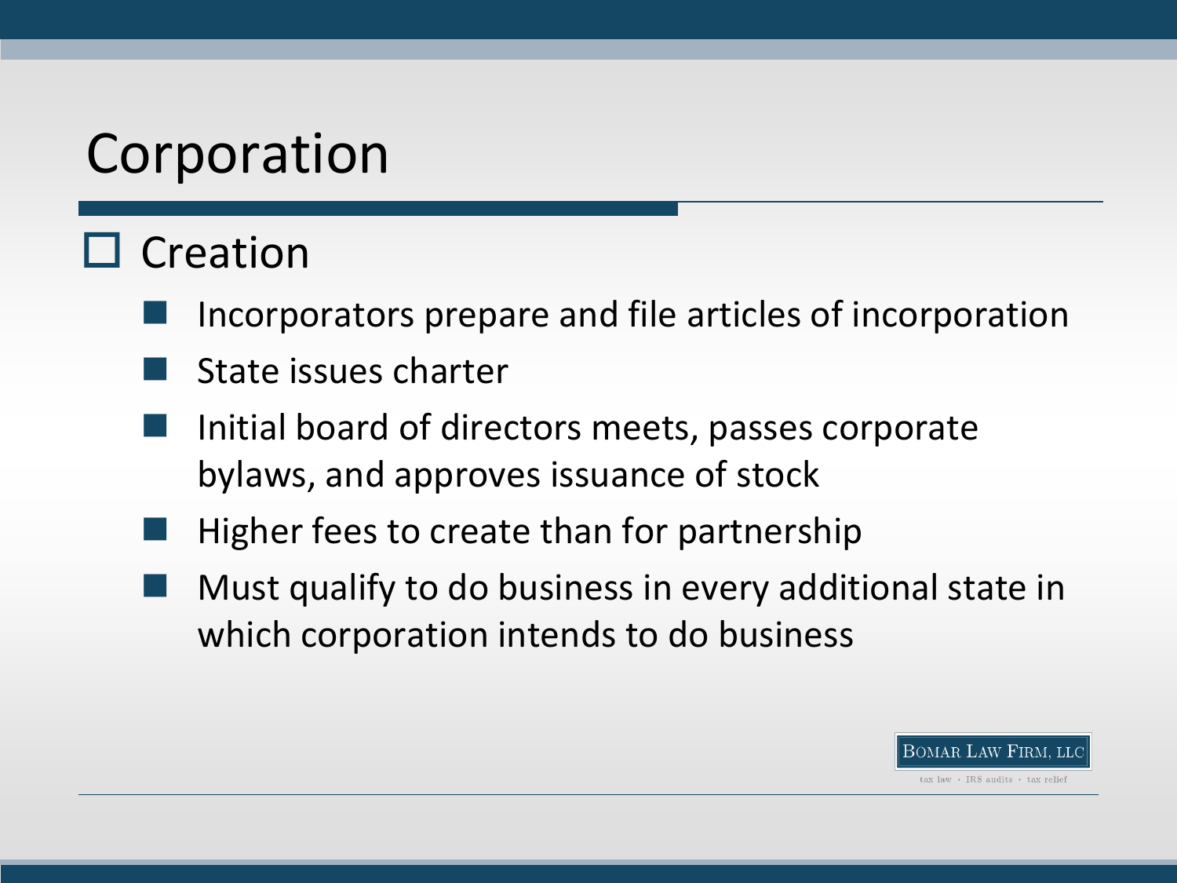# Corporation

- Creation
  - Incorporators prepare and file articles of incorporation
  - State issues charter
  - Initial board of directors meets, passes corporate bylaws, and approves issuance of stock
  - Higher fees to create than for partnership
  - Must qualify to do business in every additional state in which corporation intends to do business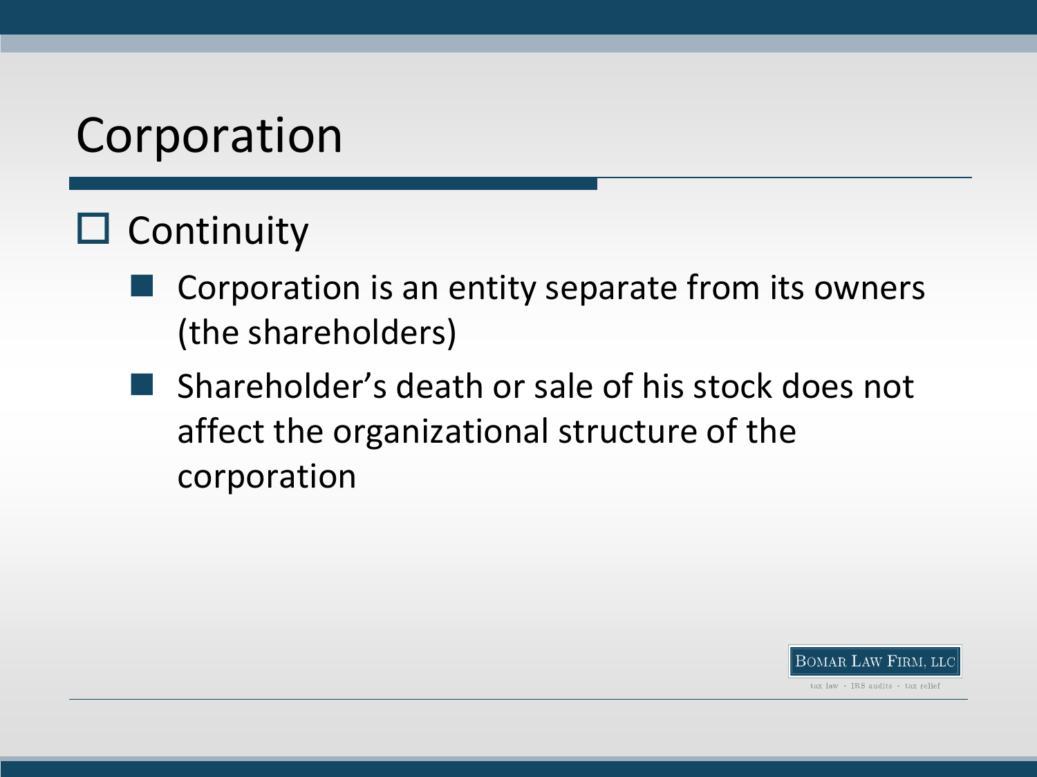# Corporation

- Continuity
  - Corporation is an entity separate from its owners (the shareholders)
  - Shareholder's death or sale of his stock does not affect the organizational structure of the corporation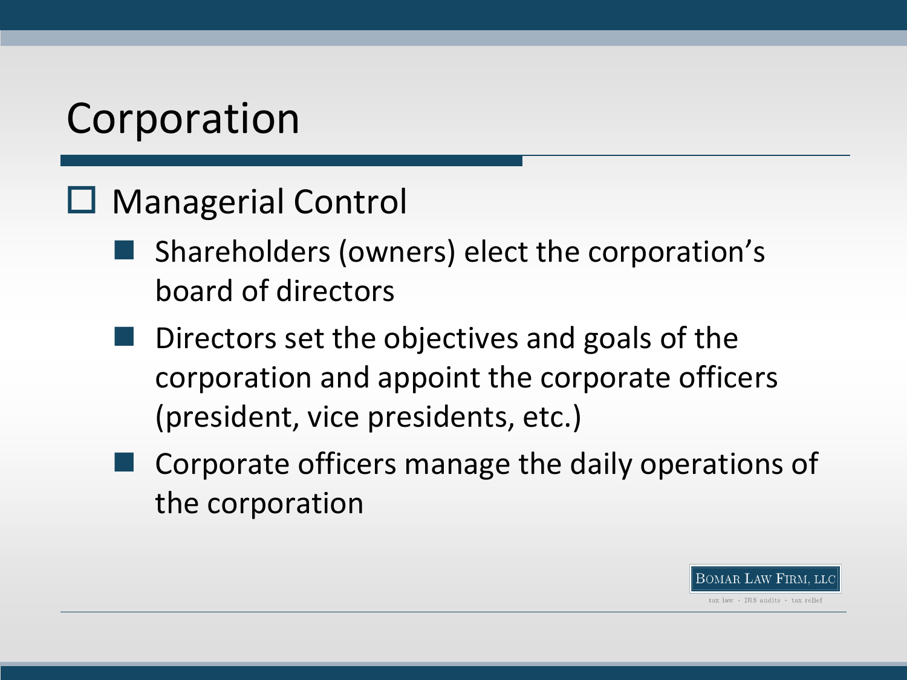# Corporation

- Managerial Control
  - Shareholders (owners) elect the corporation’s board of directors
  - Directors set the objectives and goals of the corporation and appoint the corporate officers (president, vice presidents, etc.)
  - Corporate officers manage the daily operations of the corporation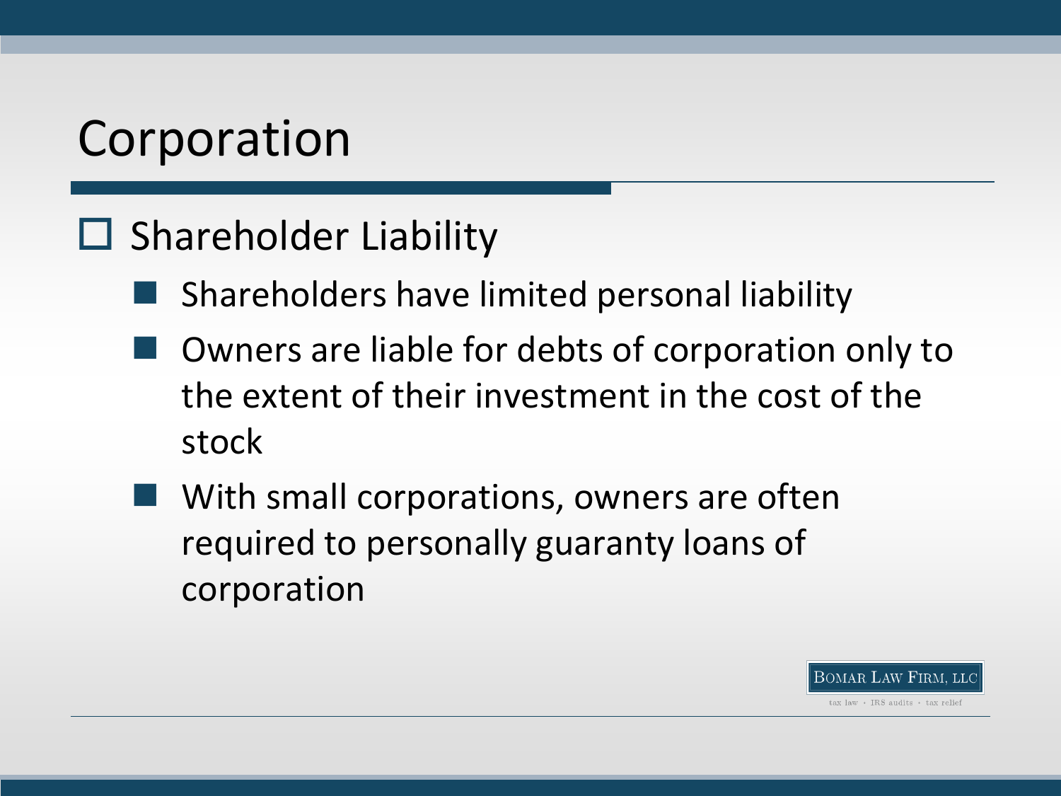# Corporation

- Shareholder Liability
  - Shareholders have limited personal liability
  - Owners are liable for debts of corporation only to the extent of their investment in the cost of the stock
  - With small corporations, owners are often required to personally guaranty loans of corporation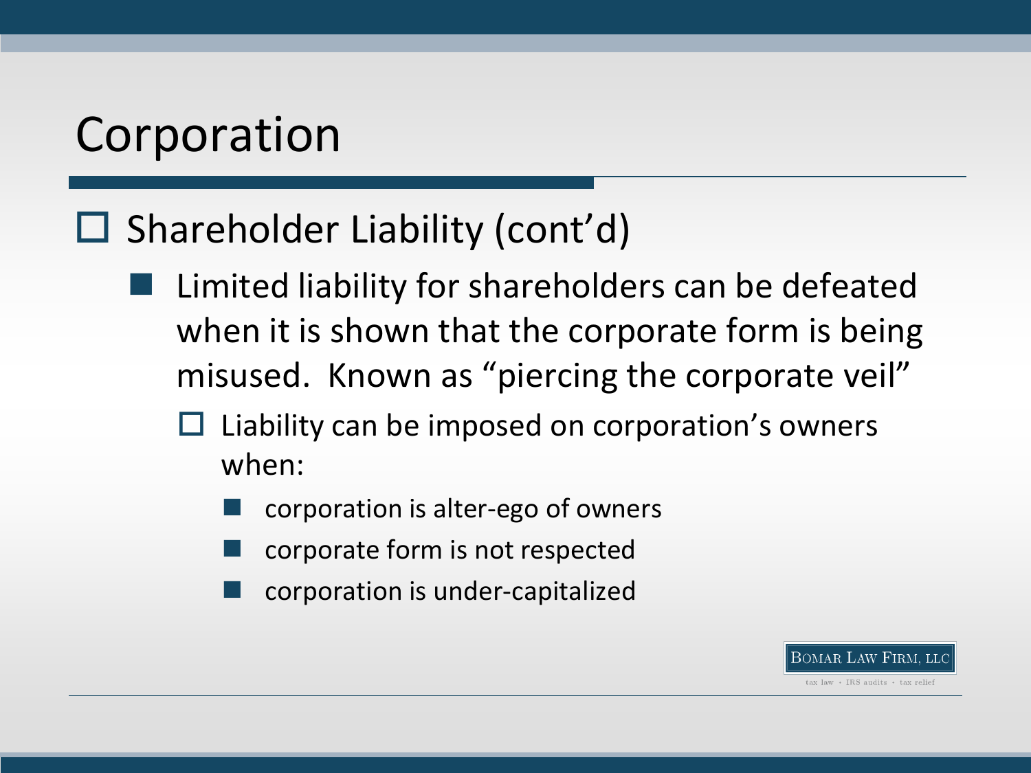# Corporation

- Shareholder Liability (cont'd)
  - Limited liability for shareholders can be defeated when it is shown that the corporate form is being misused. Known as "piercing the corporate veil"
    - Liability can be imposed on corporation's owners when:
      - corporation is alter-ego of owners
      - corporate form is not respected
      - corporation is under-capitalized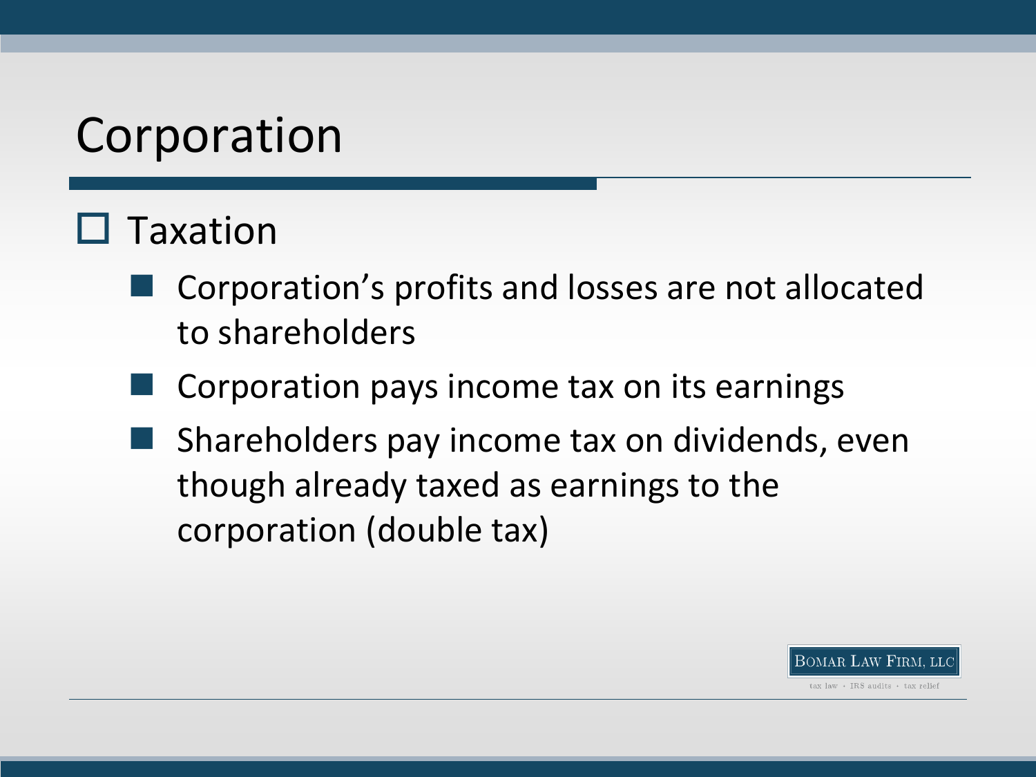# Corporation

- Taxation
  - Corporation's profits and losses are not allocated to shareholders
  - Corporation pays income tax on its earnings
  - Shareholders pay income tax on dividends, even though already taxed as earnings to the corporation (double tax)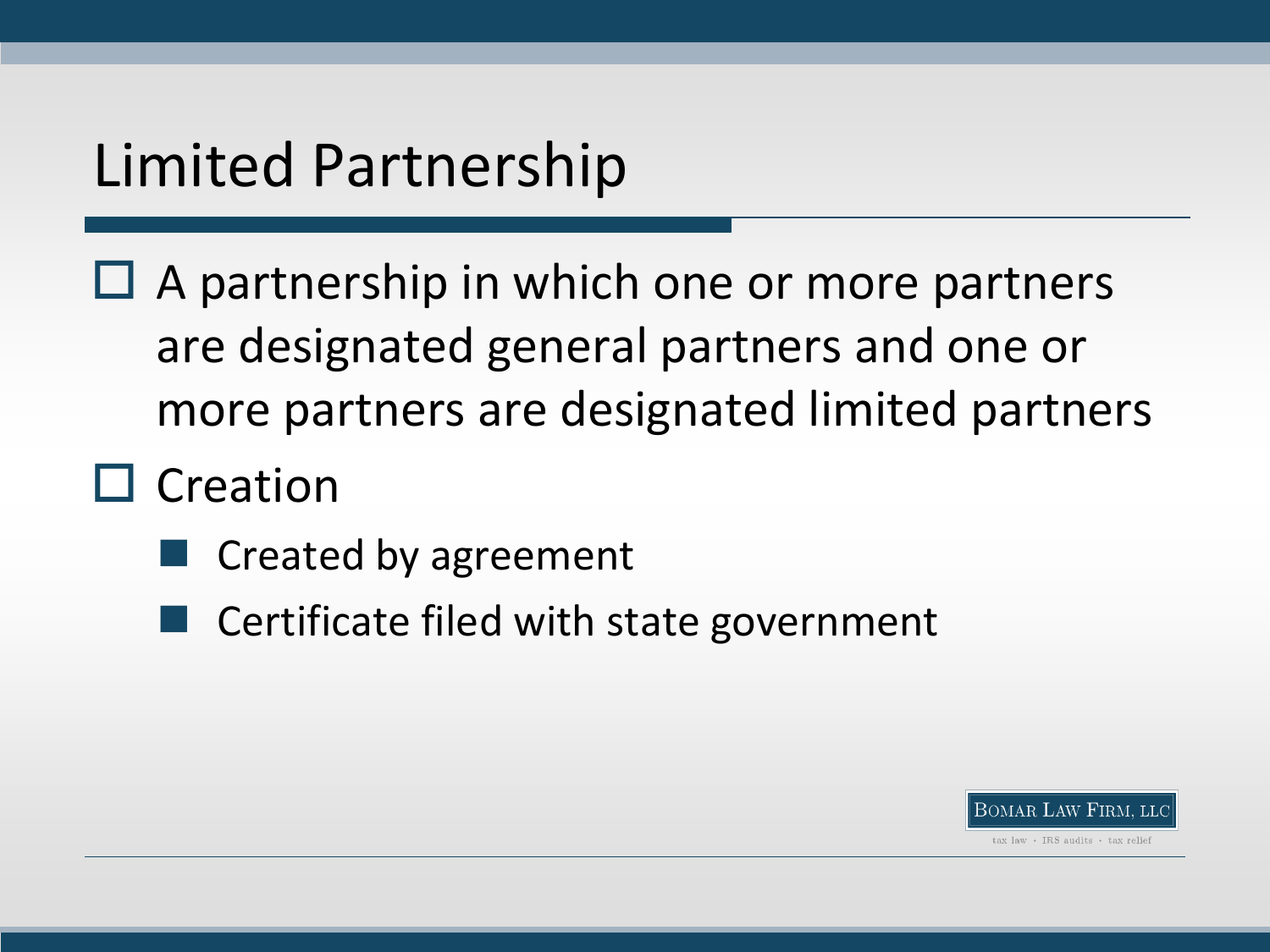# Limited Partnership

- A partnership in which one or more partners are designated general partners and one or more partners are designated limited partners
- Creation
  - Created by agreement
  - Certificate filed with state government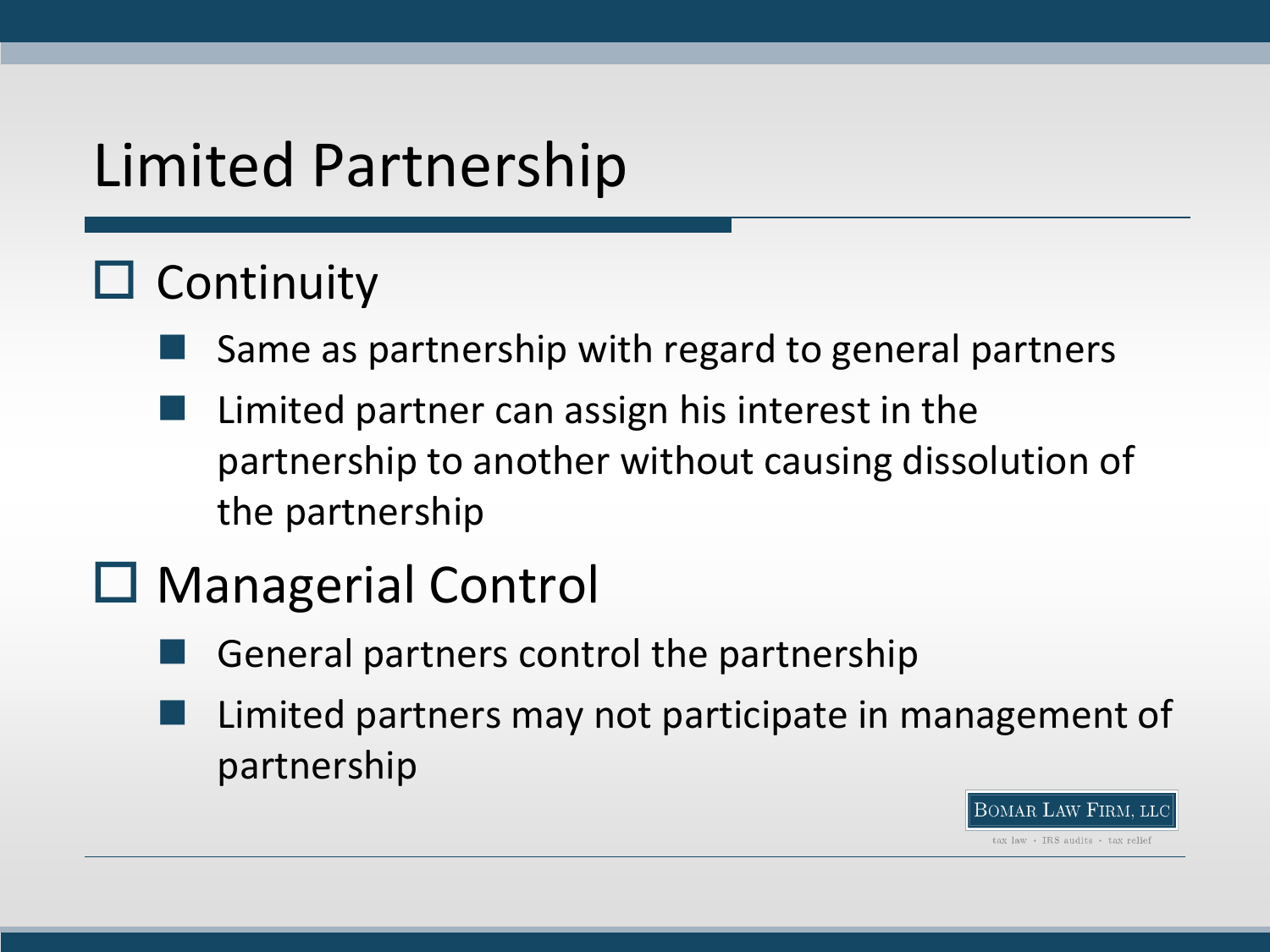# Limited Partnership

- Continuity
  - Same as partnership with regard to general partners
  - Limited partner can assign his interest in the partnership to another without causing dissolution of the partnership
- Managerial Control
  - General partners control the partnership
  - Limited partners may not participate in management of partnership

BOMAR LAW FIRM, LLC

tax law • IRS audits • tax relief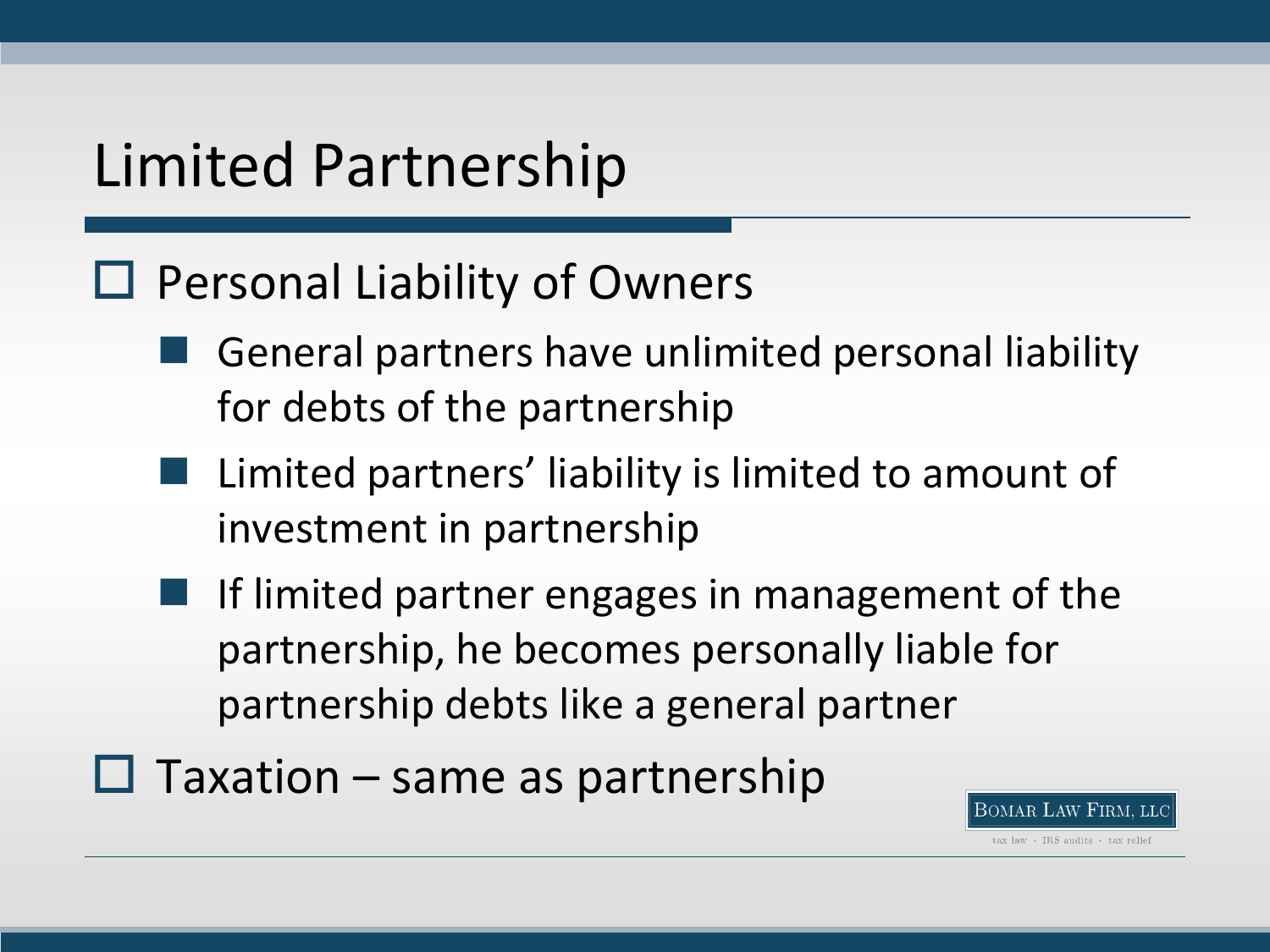# Limited Partnership

- Personal Liability of Owners
  - General partners have unlimited personal liability for debts of the partnership
  - Limited partners' liability is limited to amount of investment in partnership
  - If limited partner engages in management of the partnership, he becomes personally liable for partnership debts like a general partner
- Taxation – same as partnership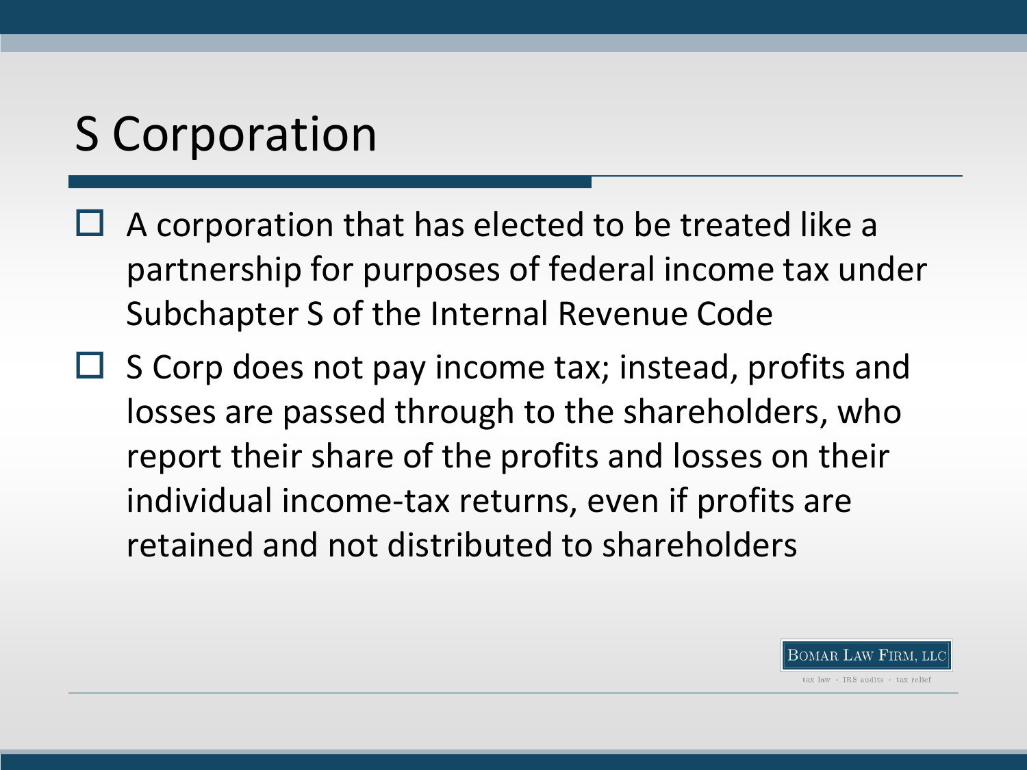# S Corporation

- A corporation that has elected to be treated like a partnership for purposes of federal income tax under Subchapter S of the Internal Revenue Code
- S Corp does not pay income tax; instead, profits and losses are passed through to the shareholders, who report their share of the profits and losses on their individual income-tax returns, even if profits are retained and not distributed to shareholders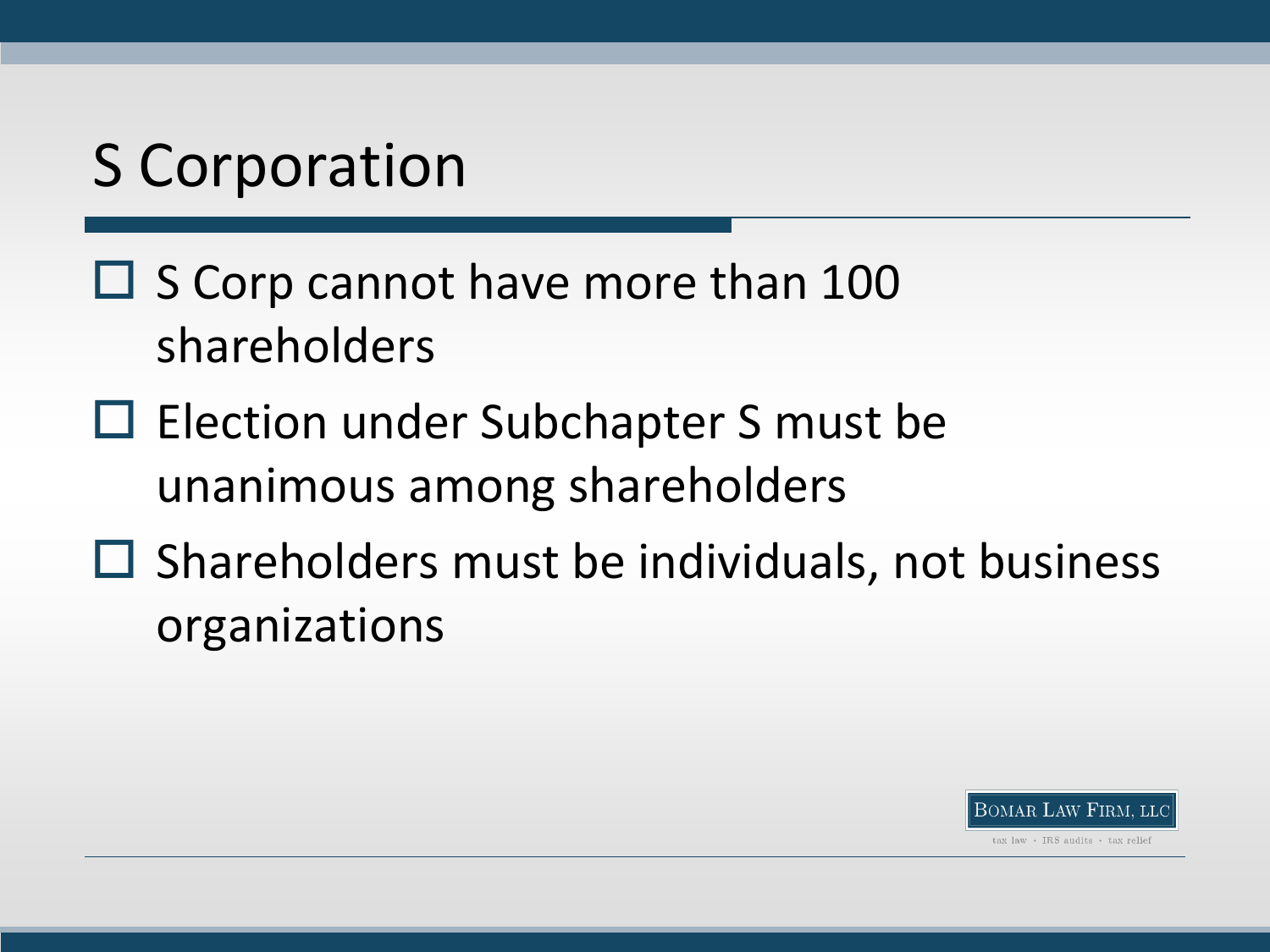# S Corporation

- S Corp cannot have more than 100 shareholders
- Election under Subchapter S must be unanimous among shareholders
- Shareholders must be individuals, not business organizations

BOMAR LAW FIRM, LLC

tax law · IRS audits · tax relief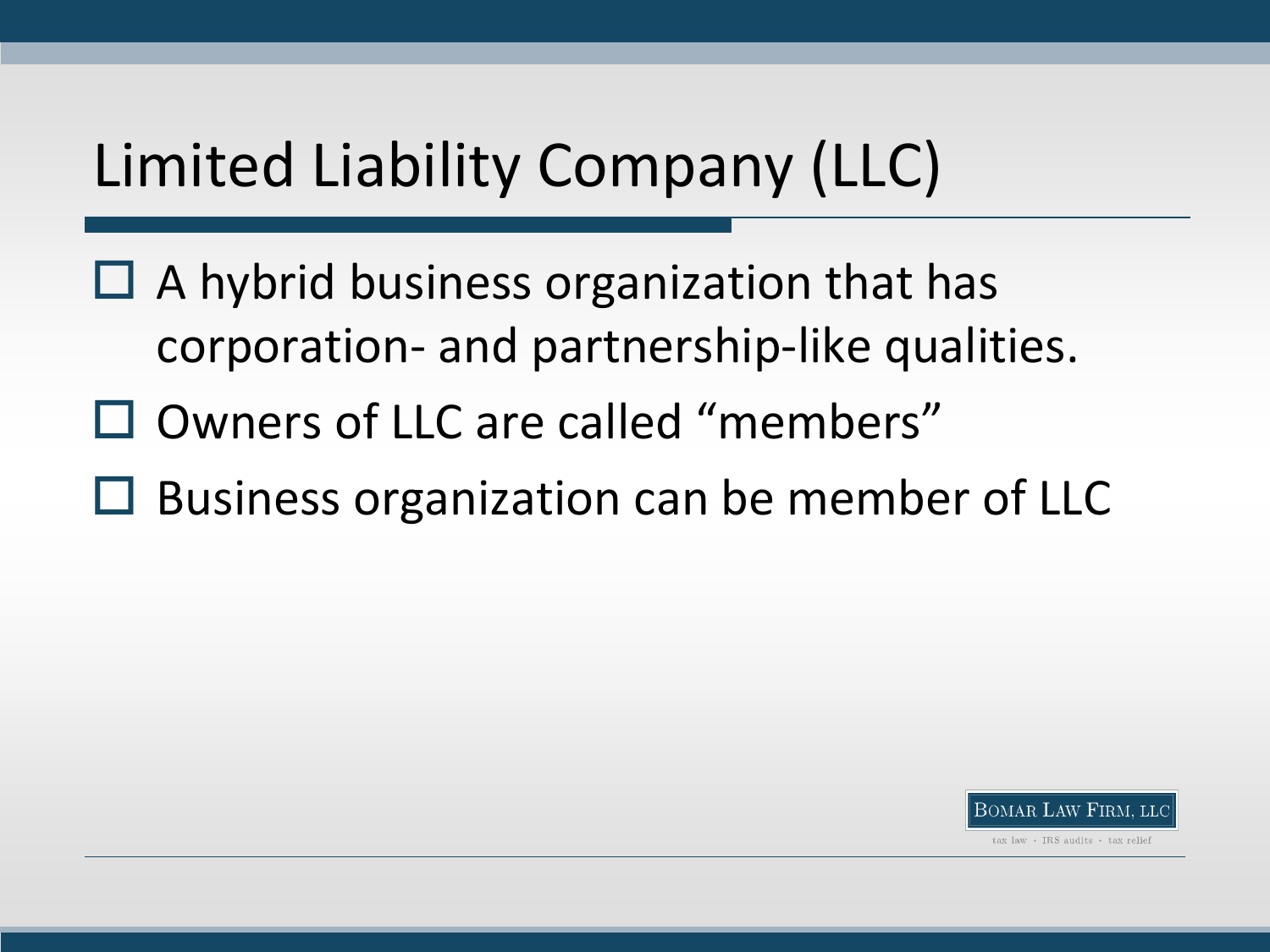# Limited Liability Company (LLC)

- A hybrid business organization that has corporation- and partnership-like qualities.
- Owners of LLC are called “members”
- Business organization can be member of LLC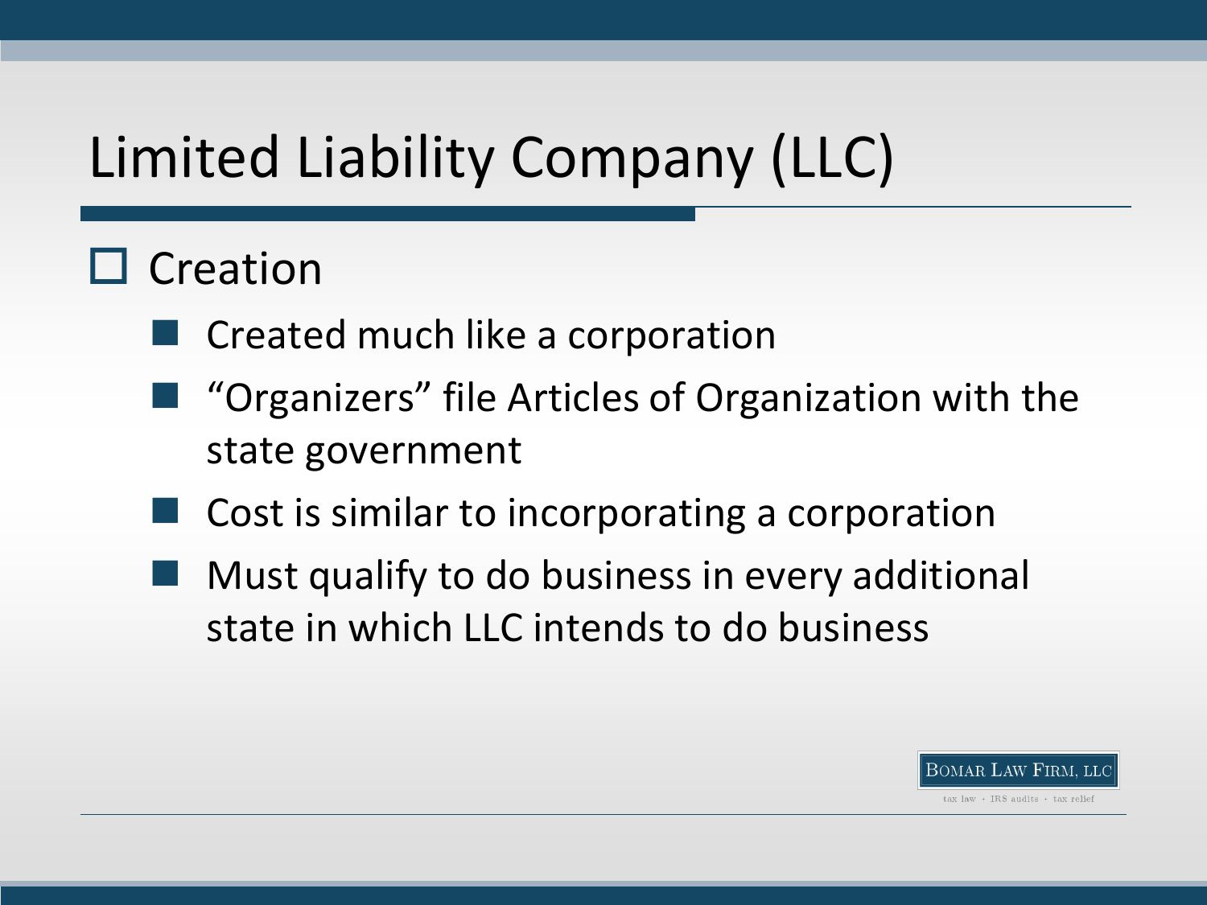# Limited Liability Company (LLC)

- Creation
  - Created much like a corporation
  - “Organizers” file Articles of Organization with the state government
  - Cost is similar to incorporating a corporation
  - Must qualify to do business in every additional state in which LLC intends to do business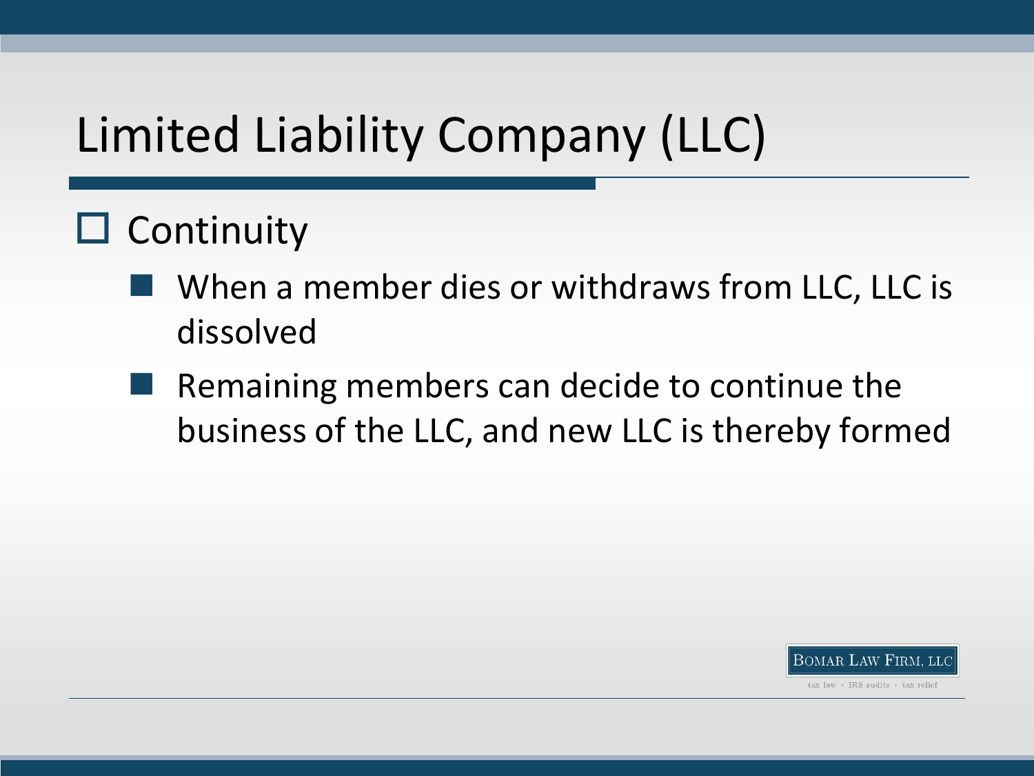# Limited Liability Company (LLC)

- Continuity
  - When a member dies or withdraws from LLC, LLC is dissolved
  - Remaining members can decide to continue the business of the LLC, and new LLC is thereby formed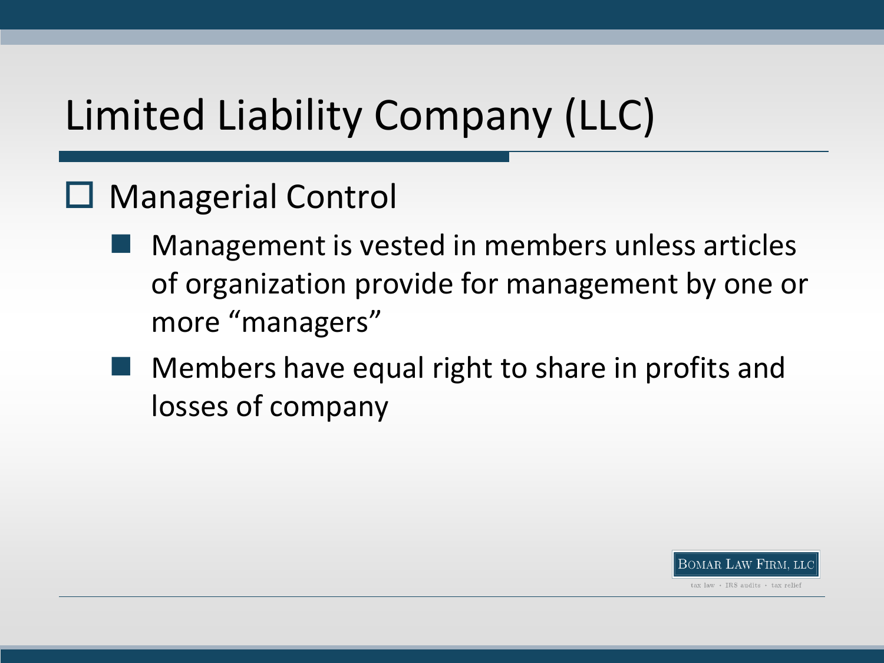# Limited Liability Company (LLC)

- Managerial Control
  - Management is vested in members unless articles of organization provide for management by one or more “managers”
  - Members have equal right to share in profits and losses of company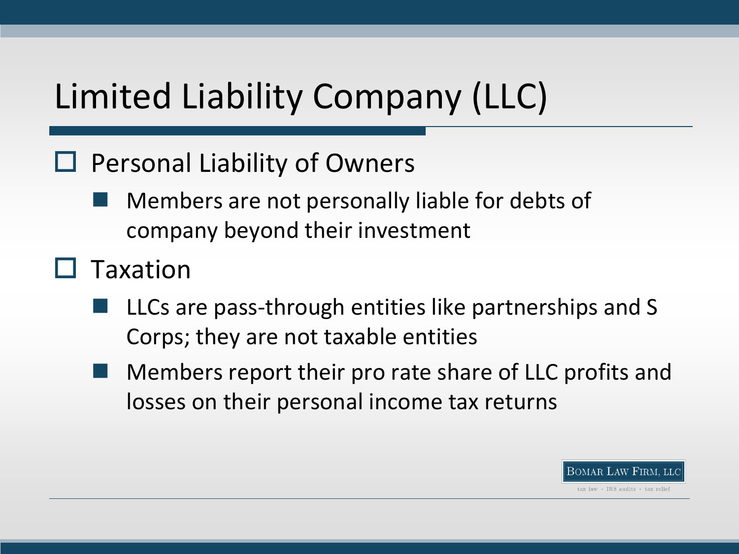# Limited Liability Company (LLC)

- Personal Liability of Owners
  - Members are not personally liable for debts of company beyond their investment
- Taxation
  - LLCs are pass-through entities like partnerships and S Corps; they are not taxable entities
  - Members report their pro rate share of LLC profits and losses on their personal income tax returns